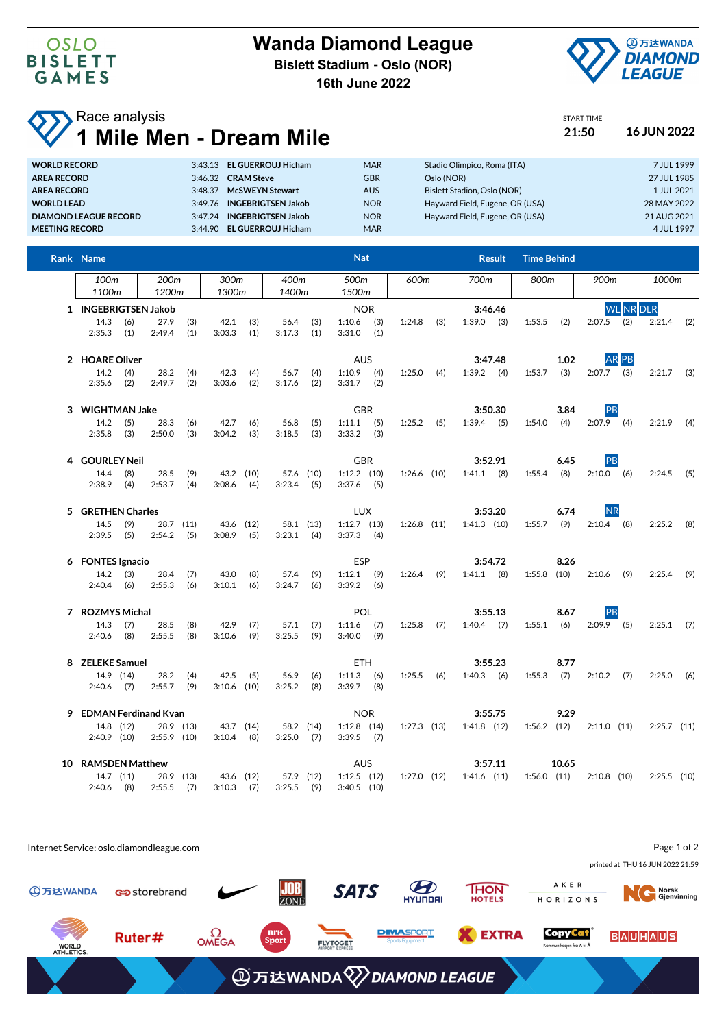# Wanda Diamond League

**Bislett Stadium - Oslo (NOR)**

**16th June 2022**

## Race analysis

# 1 Mile Men - Dream Mile

START TIME **21:50** **16 JUN 2022**

| | | | | | |
|---|---|---|---|---|---|
| WORLD RECORD | 3:43.13 | EL GUERROUJ Hicham | MAR | Stadio Olimpico, Roma (ITA) | 7 JUL 1999 |
| AREA RECORD | 3:46.32 | CRAM Steve | GBR | Oslo (NOR) | 27 JUL 1985 |
| AREA RECORD | 3:48.37 | McSWEYN Stewart | AUS | Bislett Stadion, Oslo (NOR) | 1 JUL 2021 |
| WORLD LEAD | 3:49.76 | INGEBRIGTSEN Jakob | NOR | Hayward Field, Eugene, OR (USA) | 28 MAY 2022 |
| DIAMOND LEAGUE RECORD | 3:47.24 | INGEBRIGTSEN Jakob | NOR | Hayward Field, Eugene, OR (USA) | 21 AUG 2021 |
| MEETING RECORD | 3:44.90 | EL GUERROUJ Hicham | MAR | | 4 JUL 1997 |

| Rank | Name | Nat | Result | Time Behind | | 100m / 1100m | 200m / 1200m | 300m / 1300m | 400m / 1400m | 500m / 1500m | 600m | 700m | 800m | 900m | 1000m |
|---|---|---|---|---|---|---|---|---|---|---|---|---|---|---|---|
| 1 | INGEBRIGTSEN Jakob | NOR | 3:46.46 | | WL NR DLR | 14.3 (6) / 2:35.3 (1) | 27.9 (3) / 2:49.4 (1) | 42.1 (3) / 3:03.3 (1) | 56.4 (3) / 3:17.3 (1) | 1:10.6 (3) / 3:31.0 (1) | 1:24.8 (3) | 1:39.0 (3) | 1:53.5 (2) | 2:07.5 (2) | 2:21.4 (2) |
| 2 | HOARE Oliver | AUS | 3:47.48 | 1.02 | AR PB | 14.2 (4) / 2:35.6 (2) | 28.2 (4) / 2:49.7 (2) | 42.3 (4) / 3:03.6 (2) | 56.7 (4) / 3:17.6 (2) | 1:10.9 (4) / 3:31.7 (2) | 1:25.0 (4) | 1:39.2 (4) | 1:53.7 (3) | 2:07.7 (3) | 2:21.7 (3) |
| 3 | WIGHTMAN Jake | GBR | 3:50.30 | 3.84 | PB | 14.2 (5) / 2:35.8 (3) | 28.3 (6) / 2:50.0 (3) | 42.7 (6) / 3:04.2 (3) | 56.8 (5) / 3:18.5 (3) | 1:11.1 (5) / 3:33.2 (3) | 1:25.2 (5) | 1:39.4 (5) | 1:54.0 (4) | 2:07.9 (4) | 2:21.9 (4) |
| 4 | GOURLEY Neil | GBR | 3:52.91 | 6.45 | PB | 14.4 (8) / 2:38.9 (4) | 28.5 (9) / 2:53.7 (4) | 43.2 (10) / 3:08.6 (4) | 57.6 (10) / 3:23.4 (5) | 1:12.2 (10) / 3:37.6 (5) | 1:26.6 (10) | 1:41.1 (8) | 1:55.4 (8) | 2:10.0 (6) | 2:24.5 (5) |
| 5 | GRETHEN Charles | LUX | 3:53.20 | 6.74 | NR | 14.5 (9) / 2:39.5 (5) | 28.7 (11) / 2:54.2 (5) | 43.6 (12) / 3:08.9 (5) | 58.1 (13) / 3:23.1 (4) | 1:12.7 (13) / 3:37.3 (4) | 1:26.8 (11) | 1:41.3 (10) | 1:55.7 (9) | 2:10.4 (8) | 2:25.2 (8) |
| 6 | FONTES Ignacio | ESP | 3:54.72 | 8.26 | | 14.2 (3) / 2:40.4 (6) | 28.4 (7) / 2:55.3 (6) | 43.0 (8) / 3:10.1 (6) | 57.4 (9) / 3:24.7 (6) | 1:12.1 (9) / 3:39.2 (6) | 1:26.4 (9) | 1:41.1 (8) | 1:55.8 (10) | 2:10.6 (9) | 2:25.4 (9) |
| 7 | ROZMYS Michal | POL | 3:55.13 | 8.67 | PB | 14.3 (7) / 2:40.6 (8) | 28.5 (8) / 2:55.5 (8) | 42.9 (7) / 3:10.6 (9) | 57.1 (7) / 3:25.5 (9) | 1:11.6 (7) / 3:40.0 (9) | 1:25.8 (7) | 1:40.4 (7) | 1:55.1 (6) | 2:09.9 (5) | 2:25.1 (7) |
| 8 | ZELEKE Samuel | ETH | 3:55.23 | 8.77 | | 14.9 (14) / 2:40.6 (7) | 28.2 (4) / 2:55.7 (9) | 42.5 (5) / 3:10.6 (10) | 56.9 (6) / 3:25.2 (8) | 1:11.3 (6) / 3:39.7 (8) | 1:25.5 (6) | 1:40.3 (6) | 1:55.3 (7) | 2:10.2 (7) | 2:25.0 (6) |
| 9 | EDMAN Ferdinand Kvan | NOR | 3:55.75 | 9.29 | | 14.8 (12) / 2:40.9 (10) | 28.9 (13) / 2:55.9 (10) | 43.7 (14) / 3:10.4 (8) | 58.2 (14) / 3:25.0 (7) | 1:12.8 (14) / 3:39.5 (7) | 1:27.3 (13) | 1:41.8 (12) | 1:56.2 (12) | 2:11.0 (11) | 2:25.7 (11) |
| 10 | RAMSDEN Matthew | AUS | 3:57.11 | 10.65 | | 14.7 (11) / 2:40.6 (8) | 28.9 (13) / 2:55.5 (7) | 43.6 (12) / 3:10.3 (7) | 57.9 (12) / 3:25.5 (9) | 1:12.5 (12) / 3:40.5 (10) | 1:27.0 (12) | 1:41.6 (11) | 1:56.0 (11) | 2:10.8 (10) | 2:25.5 (10) |

Internet Service: oslo.diamondleague.com

printed at THU 16 JUN 2022 21:59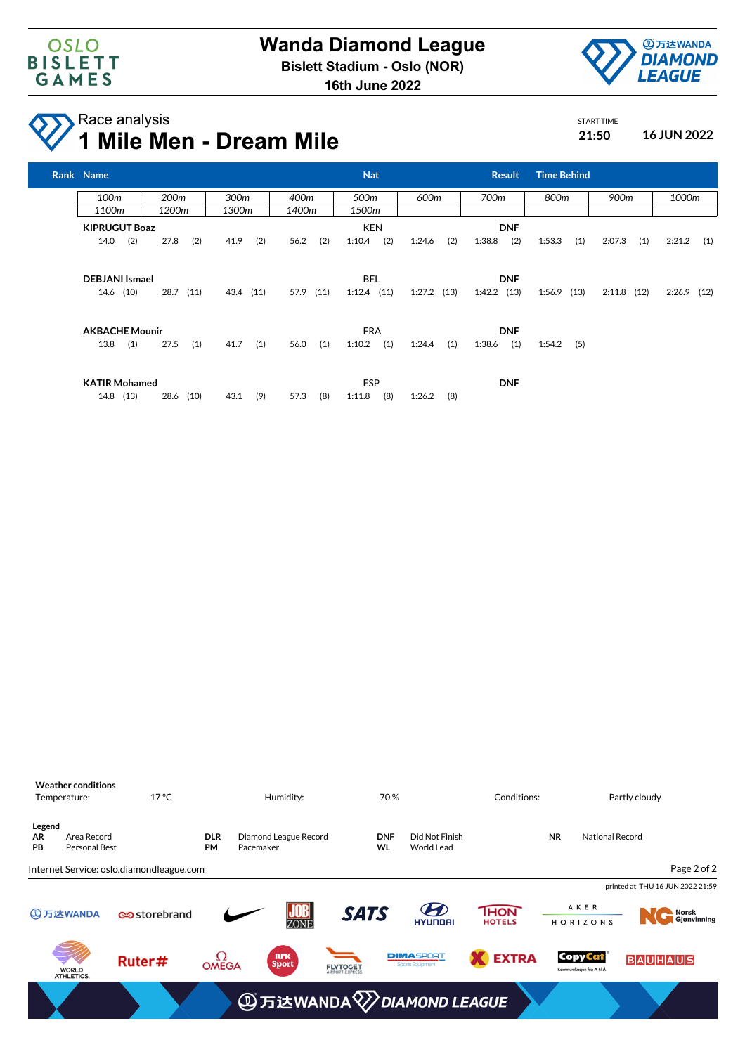# Wanda Diamond League

**Bislett Stadium - Oslo (NOR)**

**16th June 2022**

## Race analysis

# 1 Mile Men - Dream Mile

START TIME **21:50** **16 JUN 2022**

| Rank | Name | Nat | Result | Time Behind |
|---|---|---|---|---|
| | **KIPRUGUT Boaz** | KEN | **DNF** | |
| | **DEBJANI Ismael** | BEL | **DNF** | |
| | **AKBACHE Mounir** | FRA | **DNF** | |
| | **KATIR Mohamed** | ESP | **DNF** | |

| Name | 100m | 200m | 300m | 400m | 500m | 600m | 700m | 800m | 900m | 1000m |
|---|---|---|---|---|---|---|---|---|---|---|
| KIPRUGUT Boaz | 14.0 (2) | 27.8 (2) | 41.9 (2) | 56.2 (2) | 1:10.4 (2) | 1:24.6 (2) | 1:38.8 (2) | 1:53.3 (1) | 2:07.3 (1) | 2:21.2 (1) |
| DEBJANI Ismael | 14.6 (10) | 28.7 (11) | 43.4 (11) | 57.9 (11) | 1:12.4 (11) | 1:27.2 (13) | 1:42.2 (13) | 1:56.9 (13) | 2:11.8 (12) | 2:26.9 (12) |
| AKBACHE Mounir | 13.8 (1) | 27.5 (1) | 41.7 (1) | 56.0 (1) | 1:10.2 (1) | 1:24.4 (1) | 1:38.6 (1) | 1:54.2 (5) | | |
| KATIR Mohamed | 14.8 (13) | 28.6 (10) | 43.1 (9) | 57.3 (8) | 1:11.8 (8) | 1:26.2 (8) | | | | |

Split columns 1100m, 1200m, 1300m, 1400m, 1500m: no times recorded.

**Weather conditions**

Temperature: 17 °C    Humidity: 70 %    Conditions: Partly cloudy

**Legend**

| | | | | | | | |
|---|---|---|---|---|---|---|---|
| **AR** | Area Record | **DLR** | Diamond League Record | **DNF** | Did Not Finish | **NR** | National Record |
| **PB** | Personal Best | **PM** | Pacemaker | **WL** | World Lead | | |

Internet Service: oslo.diamondleague.com

printed at THU 16 JUN 2022 21:59